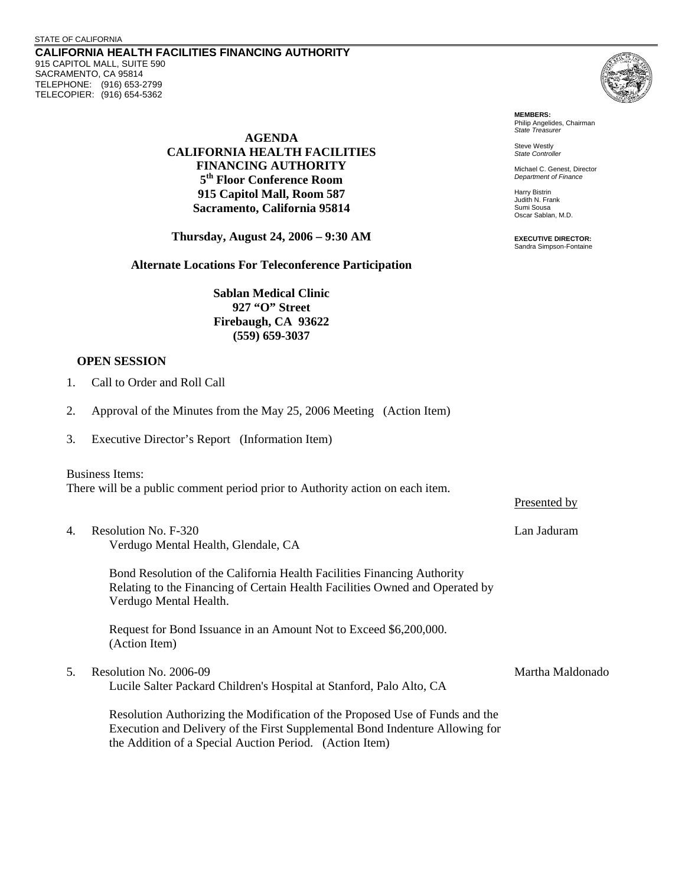STATE OF CALIFORNIA

**CALIFORNIA HEALTH FACILITIES FINANCING AUTHORITY**
915 CAPITOL MALL, SUITE 590
SACRAMENTO, CA 95814
TELEPHONE: (916) 653-2799
TELECOPIER: (916) 654-5362

**MEMBERS:**
Philip Angelides, Chairman
*State Treasurer*

Steve Westly
*State Controller*

Michael C. Genest, Director
*Department of Finance*

Harry Bistrin
Judith N. Frank
Sumi Sousa
Oscar Sablan, M.D.

**EXECUTIVE DIRECTOR:**
Sandra Simpson-Fontaine

**AGENDA**
**CALIFORNIA HEALTH FACILITIES FINANCING AUTHORITY**
**5th Floor Conference Room**
**915 Capitol Mall, Room 587**
**Sacramento, California 95814**

**Thursday, August 24, 2006 – 9:30 AM**

**Alternate Locations For Teleconference Participation**

**Sablan Medical Clinic**
**927 "O" Street**
**Firebaugh, CA 93622**
**(559) 659-3037**

## OPEN SESSION

1. Call to Order and Roll Call

2. Approval of the Minutes from the May 25, 2006 Meeting (Action Item)

3. Executive Director's Report (Information Item)

Business Items:
There will be a public comment period prior to Authority action on each item.

Presented by

4. Resolution No. F-320 — Lan Jaduram
   Verdugo Mental Health, Glendale, CA

   Bond Resolution of the California Health Facilities Financing Authority Relating to the Financing of Certain Health Facilities Owned and Operated by Verdugo Mental Health.

   Request for Bond Issuance in an Amount Not to Exceed $6,200,000. (Action Item)

5. Resolution No. 2006-09 — Martha Maldonado
   Lucile Salter Packard Children's Hospital at Stanford, Palo Alto, CA

   Resolution Authorizing the Modification of the Proposed Use of Funds and the Execution and Delivery of the First Supplemental Bond Indenture Allowing for the Addition of a Special Auction Period. (Action Item)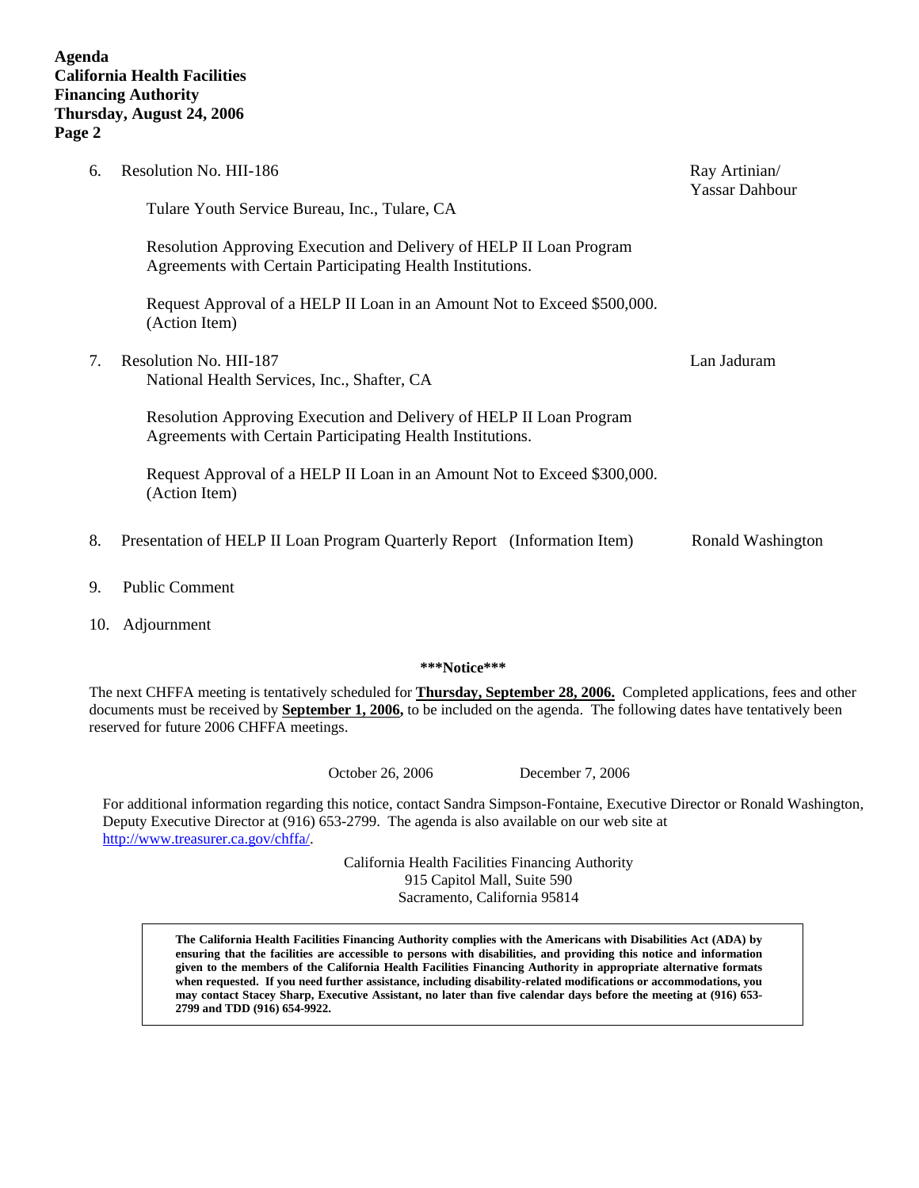6. Resolution No. HII-186 — Ray Artinian/ Yassar Dahbour

   Tulare Youth Service Bureau, Inc., Tulare, CA

   Resolution Approving Execution and Delivery of HELP II Loan Program Agreements with Certain Participating Health Institutions.

   Request Approval of a HELP II Loan in an Amount Not to Exceed $500,000. (Action Item)

7. Resolution No. HII-187 — Lan Jaduram

   National Health Services, Inc., Shafter, CA

   Resolution Approving Execution and Delivery of HELP II Loan Program Agreements with Certain Participating Health Institutions.

   Request Approval of a HELP II Loan in an Amount Not to Exceed $300,000. (Action Item)

8. Presentation of HELP II Loan Program Quarterly Report (Information Item) — Ronald Washington

9. Public Comment

10. Adjournment

**\*\*\*Notice\*\*\***

The next CHFFA meeting is tentatively scheduled for **Thursday, September 28, 2006.** Completed applications, fees and other documents must be received by **September 1, 2006,** to be included on the agenda. The following dates have tentatively been reserved for future 2006 CHFFA meetings.

October 26, 2006 December 7, 2006

For additional information regarding this notice, contact Sandra Simpson-Fontaine, Executive Director or Ronald Washington, Deputy Executive Director at (916) 653-2799. The agenda is also available on our web site at http://www.treasurer.ca.gov/chffa/.

California Health Facilities Financing Authority
915 Capitol Mall, Suite 590
Sacramento, California 95814

**The California Health Facilities Financing Authority complies with the Americans with Disabilities Act (ADA) by ensuring that the facilities are accessible to persons with disabilities, and providing this notice and information given to the members of the California Health Facilities Financing Authority in appropriate alternative formats when requested. If you need further assistance, including disability-related modifications or accommodations, you may contact Stacey Sharp, Executive Assistant, no later than five calendar days before the meeting at (916) 653-2799 and TDD (916) 654-9922.**